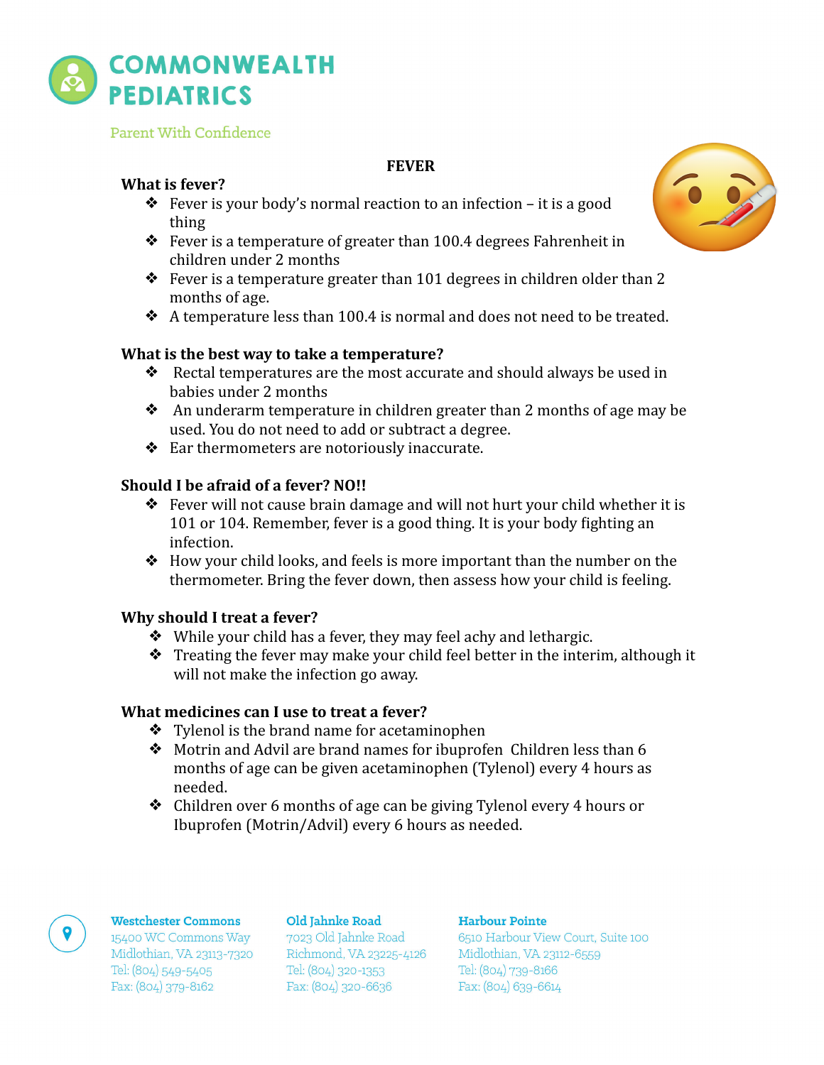# COMMONWEALTH PEDIATRICS

Parent With Confidence

## FEVER

### What is fever?

- Fever is your body's normal reaction to an infection – it is a good thing
- Fever is a temperature of greater than 100.4 degrees Fahrenheit in children under 2 months
- Fever is a temperature greater than 101 degrees in children older than 2 months of age.
- A temperature less than 100.4 is normal and does not need to be treated.

### What is the best way to take a temperature?

- Rectal temperatures are the most accurate and should always be used in babies under 2 months
- An underarm temperature in children greater than 2 months of age may be used. You do not need to add or subtract a degree.
- Ear thermometers are notoriously inaccurate.

### Should I be afraid of a fever? NO!!

- Fever will not cause brain damage and will not hurt your child whether it is 101 or 104. Remember, fever is a good thing. It is your body fighting an infection.
- How your child looks, and feels is more important than the number on the thermometer. Bring the fever down, then assess how your child is feeling.

### Why should I treat a fever?

- While your child has a fever, they may feel achy and lethargic.
- Treating the fever may make your child feel better in the interim, although it will not make the infection go away.

### What medicines can I use to treat a fever?

- Tylenol is the brand name for acetaminophen
- Motrin and Advil are brand names for ibuprofen Children less than 6 months of age can be given acetaminophen (Tylenol) every 4 hours as needed.
- Children over 6 months of age can be giving Tylenol every 4 hours or Ibuprofen (Motrin/Advil) every 6 hours as needed.

**Westchester Commons**
15400 WC Commons Way
Midlothian, VA 23113-7320
Tel: (804) 549-5405
Fax: (804) 379-8162

**Old Jahnke Road**
7023 Old Jahnke Road
Richmond, VA 23225-4126
Tel: (804) 320-1353
Fax: (804) 320-6636

**Harbour Pointe**
6510 Harbour View Court, Suite 100
Midlothian, VA 23112-6559
Tel: (804) 739-8166
Fax: (804) 639-6614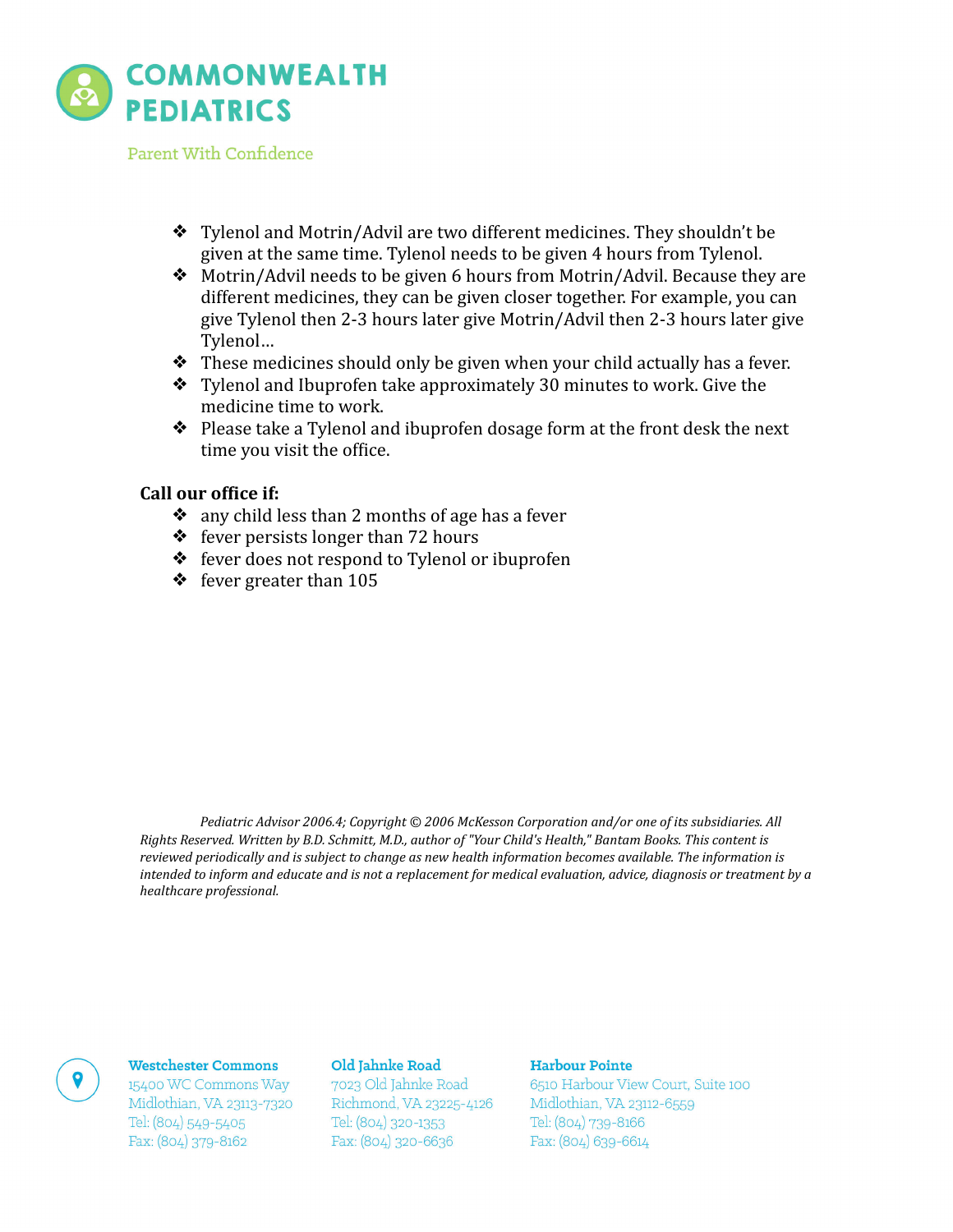- Tylenol and Motrin/Advil are two different medicines. They shouldn't be given at the same time. Tylenol needs to be given 4 hours from Tylenol.
- Motrin/Advil needs to be given 6 hours from Motrin/Advil. Because they are different medicines, they can be given closer together. For example, you can give Tylenol then 2-3 hours later give Motrin/Advil then 2-3 hours later give Tylenol…
- These medicines should only be given when your child actually has a fever.
- Tylenol and Ibuprofen take approximately 30 minutes to work. Give the medicine time to work.
- Please take a Tylenol and ibuprofen dosage form at the front desk the next time you visit the office.

**Call our office if:**

- any child less than 2 months of age has a fever
- fever persists longer than 72 hours
- fever does not respond to Tylenol or ibuprofen
- fever greater than 105

*Pediatric Advisor 2006.4; Copyright © 2006 McKesson Corporation and/or one of its subsidiaries. All Rights Reserved. Written by B.D. Schmitt, M.D., author of "Your Child's Health," Bantam Books. This content is reviewed periodically and is subject to change as new health information becomes available. The information is intended to inform and educate and is not a replacement for medical evaluation, advice, diagnosis or treatment by a healthcare professional.*